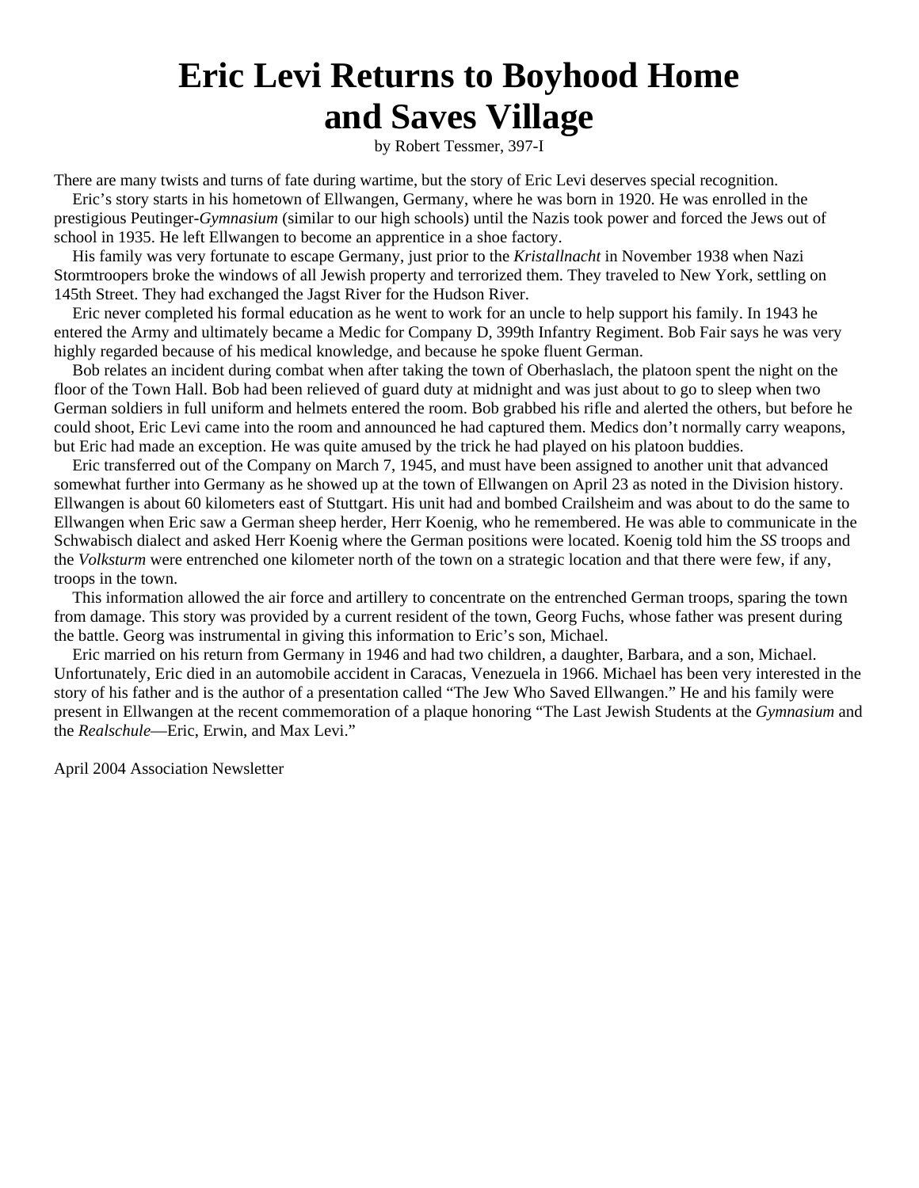# Eric Levi Returns to Boyhood Home and Saves Village

by Robert Tessmer, 397-I

There are many twists and turns of fate during wartime, but the story of Eric Levi deserves special recognition.

Eric's story starts in his hometown of Ellwangen, Germany, where he was born in 1920. He was enrolled in the prestigious Peutinger-*Gymnasium* (similar to our high schools) until the Nazis took power and forced the Jews out of school in 1935. He left Ellwangen to become an apprentice in a shoe factory.

His family was very fortunate to escape Germany, just prior to the *Kristallnacht* in November 1938 when Nazi Stormtroopers broke the windows of all Jewish property and terrorized them. They traveled to New York, settling on 145th Street. They had exchanged the Jagst River for the Hudson River.

Eric never completed his formal education as he went to work for an uncle to help support his family. In 1943 he entered the Army and ultimately became a Medic for Company D, 399th Infantry Regiment. Bob Fair says he was very highly regarded because of his medical knowledge, and because he spoke fluent German.

Bob relates an incident during combat when after taking the town of Oberhaslach, the platoon spent the night on the floor of the Town Hall. Bob had been relieved of guard duty at midnight and was just about to go to sleep when two German soldiers in full uniform and helmets entered the room. Bob grabbed his rifle and alerted the others, but before he could shoot, Eric Levi came into the room and announced he had captured them. Medics don't normally carry weapons, but Eric had made an exception. He was quite amused by the trick he had played on his platoon buddies.

Eric transferred out of the Company on March 7, 1945, and must have been assigned to another unit that advanced somewhat further into Germany as he showed up at the town of Ellwangen on April 23 as noted in the Division history. Ellwangen is about 60 kilometers east of Stuttgart. His unit had and bombed Crailsheim and was about to do the same to Ellwangen when Eric saw a German sheep herder, Herr Koenig, who he remembered. He was able to communicate in the Schwabisch dialect and asked Herr Koenig where the German positions were located. Koenig told him the *SS* troops and the *Volksturm* were entrenched one kilometer north of the town on a strategic location and that there were few, if any, troops in the town.

This information allowed the air force and artillery to concentrate on the entrenched German troops, sparing the town from damage. This story was provided by a current resident of the town, Georg Fuchs, whose father was present during the battle. Georg was instrumental in giving this information to Eric's son, Michael.

Eric married on his return from Germany in 1946 and had two children, a daughter, Barbara, and a son, Michael. Unfortunately, Eric died in an automobile accident in Caracas, Venezuela in 1966. Michael has been very interested in the story of his father and is the author of a presentation called "The Jew Who Saved Ellwangen." He and his family were present in Ellwangen at the recent commemoration of a plaque honoring "The Last Jewish Students at the *Gymnasium* and the *Realschule*—Eric, Erwin, and Max Levi."

April 2004 Association Newsletter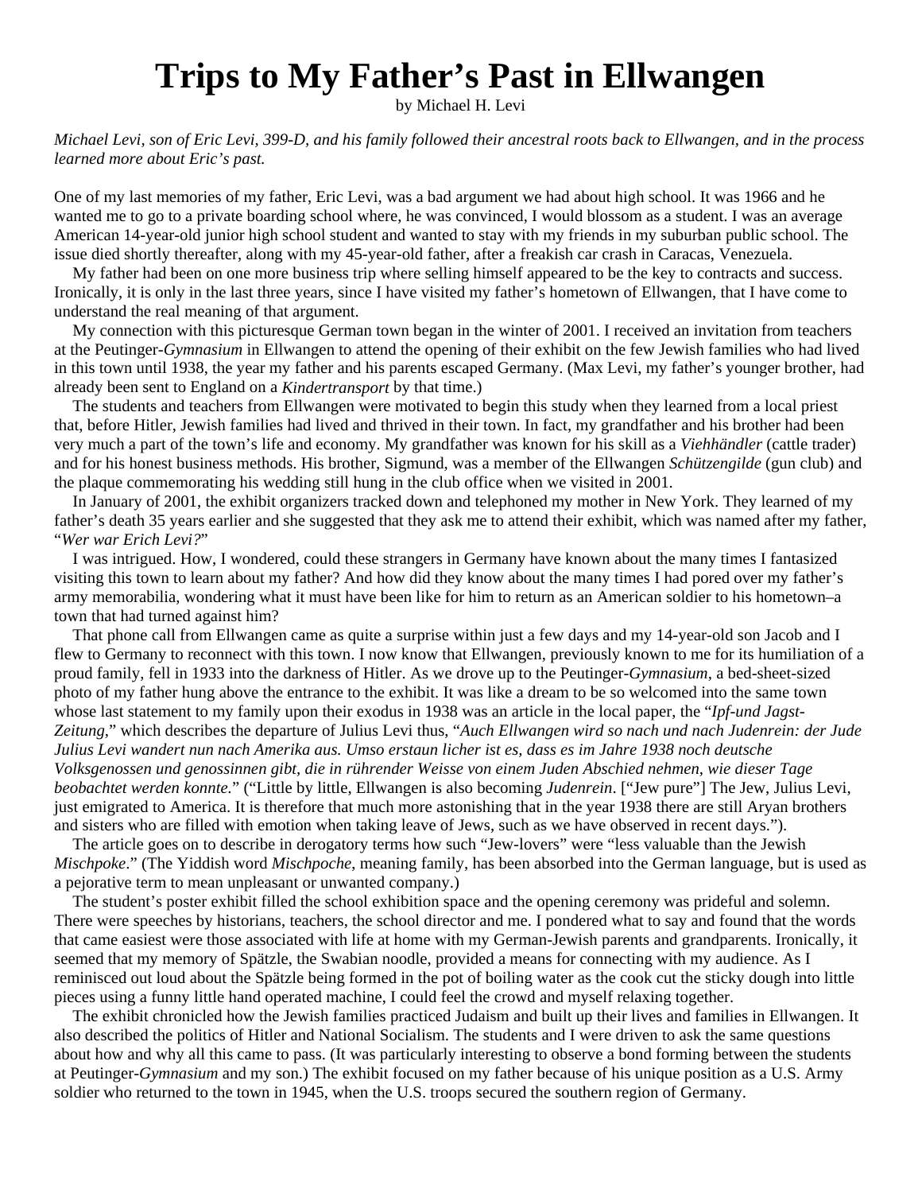# Trips to My Father's Past in Ellwangen

by Michael H. Levi

*Michael Levi, son of Eric Levi, 399-D, and his family followed their ancestral roots back to Ellwangen, and in the process learned more about Eric's past.*

One of my last memories of my father, Eric Levi, was a bad argument we had about high school. It was 1966 and he wanted me to go to a private boarding school where, he was convinced, I would blossom as a student. I was an average American 14-year-old junior high school student and wanted to stay with my friends in my suburban public school. The issue died shortly thereafter, along with my 45-year-old father, after a freakish car crash in Caracas, Venezuela.

My father had been on one more business trip where selling himself appeared to be the key to contracts and success. Ironically, it is only in the last three years, since I have visited my father's hometown of Ellwangen, that I have come to understand the real meaning of that argument.

My connection with this picturesque German town began in the winter of 2001. I received an invitation from teachers at the Peutinger-*Gymnasium* in Ellwangen to attend the opening of their exhibit on the few Jewish families who had lived in this town until 1938, the year my father and his parents escaped Germany. (Max Levi, my father's younger brother, had already been sent to England on a *Kindertransport* by that time.)

The students and teachers from Ellwangen were motivated to begin this study when they learned from a local priest that, before Hitler, Jewish families had lived and thrived in their town. In fact, my grandfather and his brother had been very much a part of the town's life and economy. My grandfather was known for his skill as a *Viehhändler* (cattle trader) and for his honest business methods. His brother, Sigmund, was a member of the Ellwangen *Schützengilde* (gun club) and the plaque commemorating his wedding still hung in the club office when we visited in 2001.

In January of 2001, the exhibit organizers tracked down and telephoned my mother in New York. They learned of my father's death 35 years earlier and she suggested that they ask me to attend their exhibit, which was named after my father, "*Wer war Erich Levi?*"

I was intrigued. How, I wondered, could these strangers in Germany have known about the many times I fantasized visiting this town to learn about my father? And how did they know about the many times I had pored over my father's army memorabilia, wondering what it must have been like for him to return as an American soldier to his hometown–a town that had turned against him?

That phone call from Ellwangen came as quite a surprise within just a few days and my 14-year-old son Jacob and I flew to Germany to reconnect with this town. I now know that Ellwangen, previously known to me for its humiliation of a proud family, fell in 1933 into the darkness of Hitler. As we drove up to the Peutinger-*Gymnasium*, a bed-sheet-sized photo of my father hung above the entrance to the exhibit. It was like a dream to be so welcomed into the same town whose last statement to my family upon their exodus in 1938 was an article in the local paper, the "*Ipf-und Jagst-Zeitung*," which describes the departure of Julius Levi thus, "*Auch Ellwangen wird so nach und nach Judenrein: der Jude Julius Levi wandert nun nach Amerika aus. Umso erstaun licher ist es, dass es im Jahre 1938 noch deutsche Volksgenossen und genossinnen gibt, die in rührender Weisse von einem Juden Abschied nehmen, wie dieser Tage beobachtet werden konnte.*" ("Little by little, Ellwangen is also becoming *Judenrein*. ["Jew pure"] The Jew, Julius Levi, just emigrated to America. It is therefore that much more astonishing that in the year 1938 there are still Aryan brothers and sisters who are filled with emotion when taking leave of Jews, such as we have observed in recent days.").

The article goes on to describe in derogatory terms how such "Jew-lovers" were "less valuable than the Jewish *Mischpoke*." (The Yiddish word *Mischpoche*, meaning family, has been absorbed into the German language, but is used as a pejorative term to mean unpleasant or unwanted company.)

The student's poster exhibit filled the school exhibition space and the opening ceremony was prideful and solemn. There were speeches by historians, teachers, the school director and me. I pondered what to say and found that the words that came easiest were those associated with life at home with my German-Jewish parents and grandparents. Ironically, it seemed that my memory of Spätzle, the Swabian noodle, provided a means for connecting with my audience. As I reminisced out loud about the Spätzle being formed in the pot of boiling water as the cook cut the sticky dough into little pieces using a funny little hand operated machine, I could feel the crowd and myself relaxing together.

The exhibit chronicled how the Jewish families practiced Judaism and built up their lives and families in Ellwangen. It also described the politics of Hitler and National Socialism. The students and I were driven to ask the same questions about how and why all this came to pass. (It was particularly interesting to observe a bond forming between the students at Peutinger-*Gymnasium* and my son.) The exhibit focused on my father because of his unique position as a U.S. Army soldier who returned to the town in 1945, when the U.S. troops secured the southern region of Germany.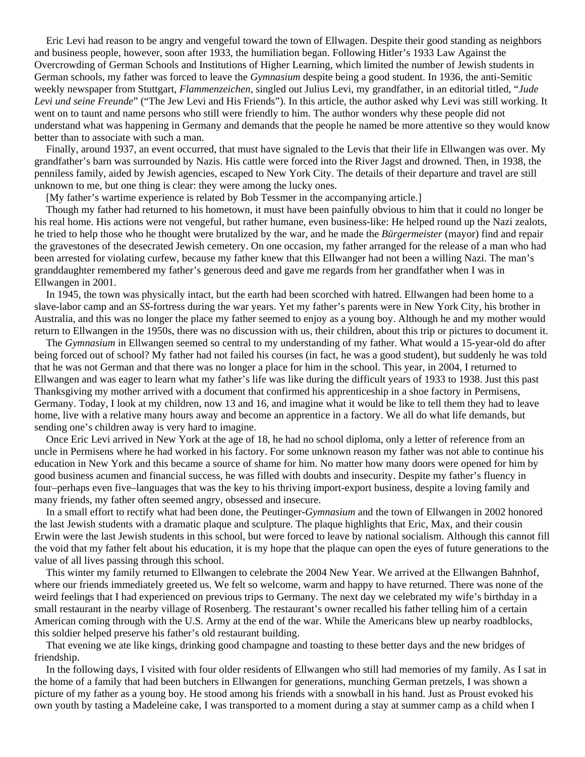Eric Levi had reason to be angry and vengeful toward the town of Ellwagen. Despite their good standing as neighbors and business people, however, soon after 1933, the humiliation began. Following Hitler's 1933 Law Against the Overcrowding of German Schools and Institutions of Higher Learning, which limited the number of Jewish students in German schools, my father was forced to leave the *Gymnasium* despite being a good student. In 1936, the anti-Semitic weekly newspaper from Stuttgart, *Flammenzeichen*, singled out Julius Levi, my grandfather, in an editorial titled, "*Jude Levi und seine Freunde*" ("The Jew Levi and His Friends"). In this article, the author asked why Levi was still working. It went on to taunt and name persons who still were friendly to him. The author wonders why these people did not understand what was happening in Germany and demands that the people he named be more attentive so they would know better than to associate with such a man.

Finally, around 1937, an event occurred, that must have signaled to the Levis that their life in Ellwangen was over. My grandfather's barn was surrounded by Nazis. His cattle were forced into the River Jagst and drowned. Then, in 1938, the penniless family, aided by Jewish agencies, escaped to New York City. The details of their departure and travel are still unknown to me, but one thing is clear: they were among the lucky ones.

[My father's wartime experience is related by Bob Tessmer in the accompanying article.]

Though my father had returned to his hometown, it must have been painfully obvious to him that it could no longer be his real home. His actions were not vengeful, but rather humane, even business-like: He helped round up the Nazi zealots, he tried to help those who he thought were brutalized by the war, and he made the *Bürgermeister* (mayor) find and repair the gravestones of the desecrated Jewish cemetery. On one occasion, my father arranged for the release of a man who had been arrested for violating curfew, because my father knew that this Ellwanger had not been a willing Nazi. The man's granddaughter remembered my father's generous deed and gave me regards from her grandfather when I was in Ellwangen in 2001.

In 1945, the town was physically intact, but the earth had been scorched with hatred. Ellwangen had been home to a slave-labor camp and an *SS*-fortress during the war years. Yet my father's parents were in New York City, his brother in Australia, and this was no longer the place my father seemed to enjoy as a young boy. Although he and my mother would return to Ellwangen in the 1950s, there was no discussion with us, their children, about this trip or pictures to document it.

The *Gymnasium* in Ellwangen seemed so central to my understanding of my father. What would a 15-year-old do after being forced out of school? My father had not failed his courses (in fact, he was a good student), but suddenly he was told that he was not German and that there was no longer a place for him in the school. This year, in 2004, I returned to Ellwangen and was eager to learn what my father's life was like during the difficult years of 1933 to 1938. Just this past Thanksgiving my mother arrived with a document that confirmed his apprenticeship in a shoe factory in Permisens, Germany. Today, I look at my children, now 13 and 16, and imagine what it would be like to tell them they had to leave home, live with a relative many hours away and become an apprentice in a factory. We all do what life demands, but sending one's children away is very hard to imagine.

Once Eric Levi arrived in New York at the age of 18, he had no school diploma, only a letter of reference from an uncle in Permisens where he had worked in his factory. For some unknown reason my father was not able to continue his education in New York and this became a source of shame for him. No matter how many doors were opened for him by good business acumen and financial success, he was filled with doubts and insecurity. Despite my father's fluency in four–perhaps even five–languages that was the key to his thriving import-export business, despite a loving family and many friends, my father often seemed angry, obsessed and insecure.

In a small effort to rectify what had been done, the Peutinger-*Gymnasium* and the town of Ellwangen in 2002 honored the last Jewish students with a dramatic plaque and sculpture. The plaque highlights that Eric, Max, and their cousin Erwin were the last Jewish students in this school, but were forced to leave by national socialism. Although this cannot fill the void that my father felt about his education, it is my hope that the plaque can open the eyes of future generations to the value of all lives passing through this school.

This winter my family returned to Ellwangen to celebrate the 2004 New Year. We arrived at the Ellwangen Bahnhof, where our friends immediately greeted us. We felt so welcome, warm and happy to have returned. There was none of the weird feelings that I had experienced on previous trips to Germany. The next day we celebrated my wife's birthday in a small restaurant in the nearby village of Rosenberg. The restaurant's owner recalled his father telling him of a certain American coming through with the U.S. Army at the end of the war. While the Americans blew up nearby roadblocks, this soldier helped preserve his father's old restaurant building.

That evening we ate like kings, drinking good champagne and toasting to these better days and the new bridges of friendship.

In the following days, I visited with four older residents of Ellwangen who still had memories of my family. As I sat in the home of a family that had been butchers in Ellwangen for generations, munching German pretzels, I was shown a picture of my father as a young boy. He stood among his friends with a snowball in his hand. Just as Proust evoked his own youth by tasting a Madeleine cake, I was transported to a moment during a stay at summer camp as a child when I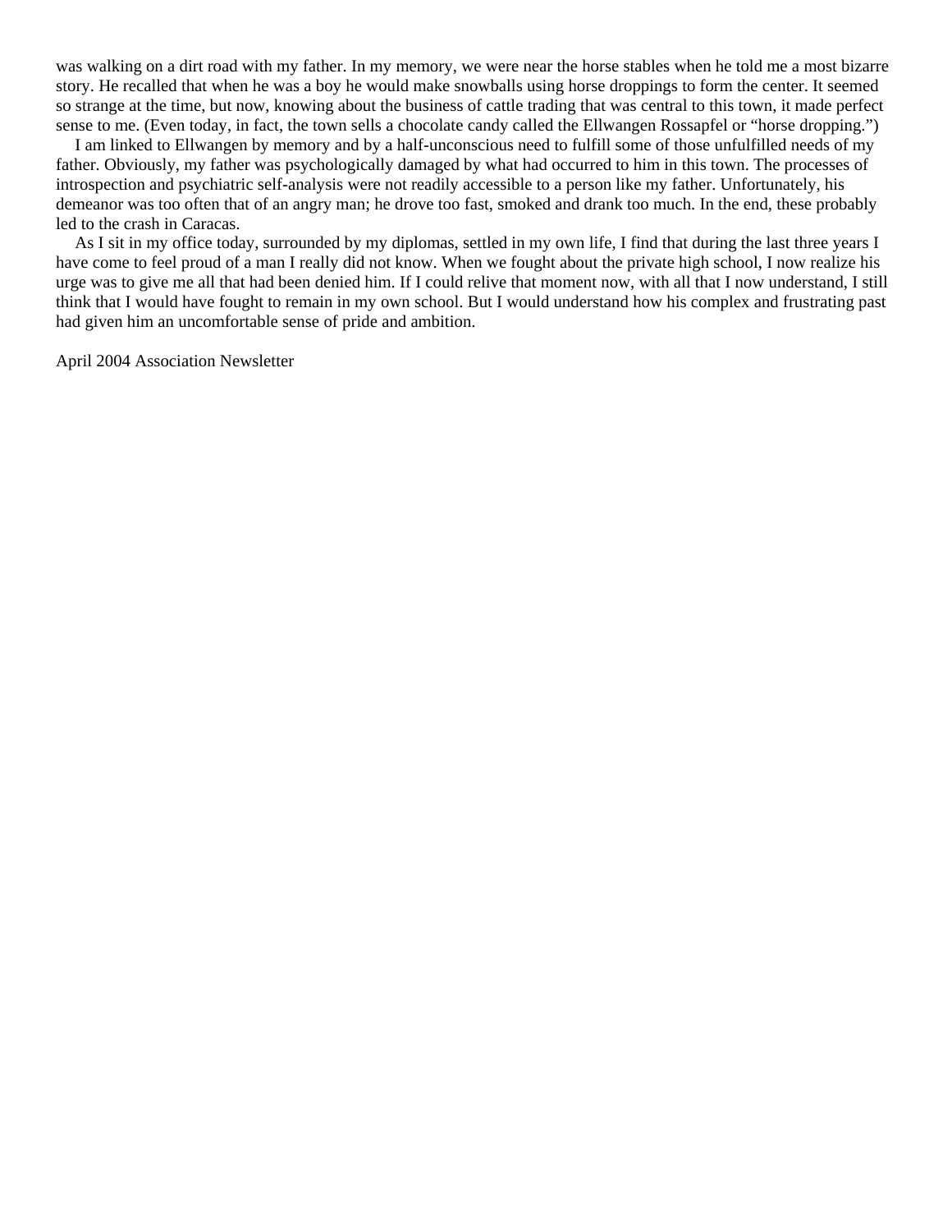was walking on a dirt road with my father. In my memory, we were near the horse stables when he told me a most bizarre story. He recalled that when he was a boy he would make snowballs using horse droppings to form the center. It seemed so strange at the time, but now, knowing about the business of cattle trading that was central to this town, it made perfect sense to me. (Even today, in fact, the town sells a chocolate candy called the Ellwangen Rossapfel or "horse dropping.")

I am linked to Ellwangen by memory and by a half-unconscious need to fulfill some of those unfulfilled needs of my father. Obviously, my father was psychologically damaged by what had occurred to him in this town. The processes of introspection and psychiatric self-analysis were not readily accessible to a person like my father. Unfortunately, his demeanor was too often that of an angry man; he drove too fast, smoked and drank too much. In the end, these probably led to the crash in Caracas.

As I sit in my office today, surrounded by my diplomas, settled in my own life, I find that during the last three years I have come to feel proud of a man I really did not know. When we fought about the private high school, I now realize his urge was to give me all that had been denied him. If I could relive that moment now, with all that I now understand, I still think that I would have fought to remain in my own school. But I would understand how his complex and frustrating past had given him an uncomfortable sense of pride and ambition.

April 2004 Association Newsletter